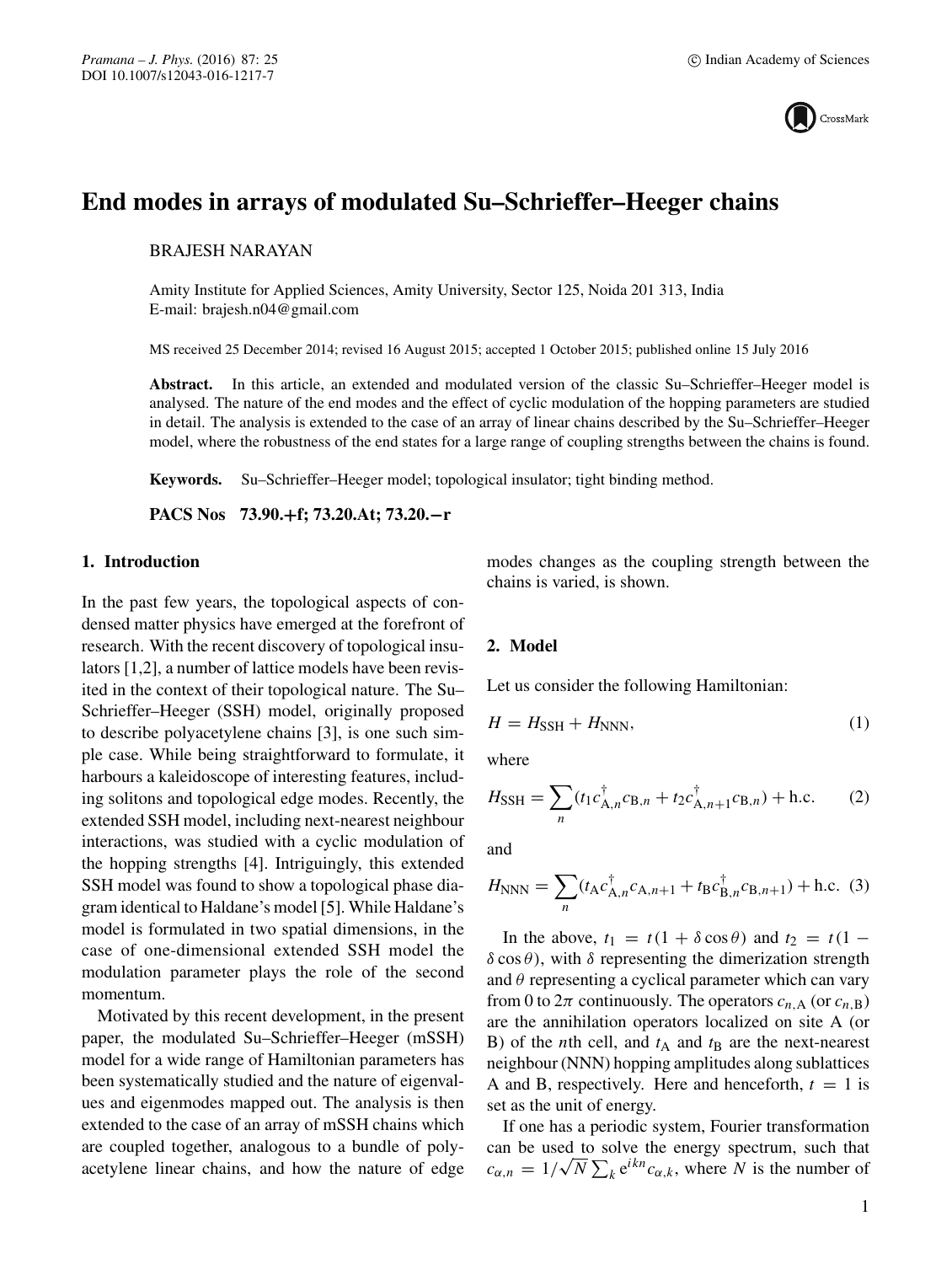# End modes in arrays of modulated Su–Schrieffer–Heeger chains

BRAJESH NARAYAN

Amity Institute for Applied Sciences, Amity University, Sector 125, Noida 201 313, India
E-mail: brajesh.n04@gmail.com

MS received 25 December 2014; revised 16 August 2015; accepted 1 October 2015; published online 15 July 2016

**Abstract.** In this article, an extended and modulated version of the classic Su–Schrieffer–Heeger model is analysed. The nature of the end modes and the effect of cyclic modulation of the hopping parameters are studied in detail. The analysis is extended to the case of an array of linear chains described by the Su–Schrieffer–Heeger model, where the robustness of the end states for a large range of coupling strengths between the chains is found.

**Keywords.** Su–Schrieffer–Heeger model; topological insulator; tight binding method.

**PACS Nos** 73.90.+f; 73.20.At; 73.20.−r

## 1. Introduction

In the past few years, the topological aspects of condensed matter physics have emerged at the forefront of research. With the recent discovery of topological insulators [1,2], a number of lattice models have been revisited in the context of their topological nature. The Su–Schrieffer–Heeger (SSH) model, originally proposed to describe polyacetylene chains [3], is one such simple case. While being straightforward to formulate, it harbours a kaleidoscope of interesting features, including solitons and topological edge modes. Recently, the extended SSH model, including next-nearest neighbour interactions, was studied with a cyclic modulation of the hopping strengths [4]. Intriguingly, this extended SSH model was found to show a topological phase diagram identical to Haldane's model [5]. While Haldane's model is formulated in two spatial dimensions, in the case of one-dimensional extended SSH model the modulation parameter plays the role of the second momentum.

Motivated by this recent development, in the present paper, the modulated Su–Schrieffer–Heeger (mSSH) model for a wide range of Hamiltonian parameters has been systematically studied and the nature of eigenvalues and eigenmodes mapped out. The analysis is then extended to the case of an array of mSSH chains which are coupled together, analogous to a bundle of polyacetylene linear chains, and how the nature of edge modes changes as the coupling strength between the chains is varied, is shown.

## 2. Model

Let us consider the following Hamiltonian:

$$H = H_{\mathrm{SSH}} + H_{\mathrm{NNN}}, \tag{1}$$

where

$$H_{\mathrm{SSH}} = \sum_n (t_1 c^{\dagger}_{\mathrm{A},n} c_{\mathrm{B},n} + t_2 c^{\dagger}_{\mathrm{A},n+1} c_{\mathrm{B},n}) + \mathrm{h.c.} \tag{2}$$

and

$$H_{\mathrm{NNN}} = \sum_n (t_{\mathrm{A}} c^{\dagger}_{\mathrm{A},n} c_{\mathrm{A},n+1} + t_{\mathrm{B}} c^{\dagger}_{\mathrm{B},n} c_{\mathrm{B},n+1}) + \mathrm{h.c.} \tag{3}$$

In the above, $t_1 = t(1 + \delta \cos\theta)$ and $t_2 = t(1 - \delta \cos\theta)$, with $\delta$ representing the dimerization strength and $\theta$ representing a cyclical parameter which can vary from 0 to $2\pi$ continuously. The operators $c_{n,\mathrm{A}}$ (or $c_{n,\mathrm{B}}$) are the annihilation operators localized on site A (or B) of the $n$th cell, and $t_{\mathrm{A}}$ and $t_{\mathrm{B}}$ are the next-nearest neighbour (NNN) hopping amplitudes along sublattices A and B, respectively. Here and henceforth, $t = 1$ is set as the unit of energy.

If one has a periodic system, Fourier transformation can be used to solve the energy spectrum, such that $c_{\alpha,n} = 1/\sqrt{N} \sum_k \mathrm{e}^{ikn} c_{\alpha,k}$, where $N$ is the number of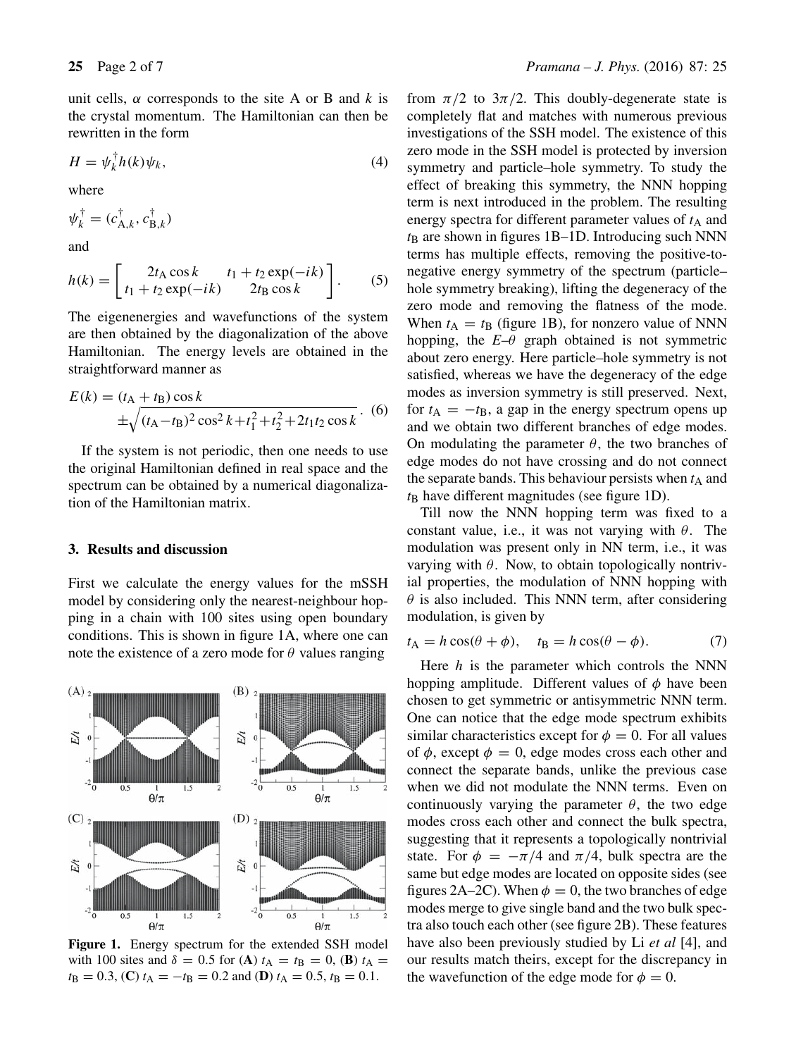unit cells, $\alpha$ corresponds to the site A or B and $k$ is the crystal momentum. The Hamiltonian can then be rewritten in the form

$$H = \psi_k^\dagger h(k) \psi_k, \tag{4}$$

where

$$\psi_k^\dagger = (c_{A,k}^\dagger, c_{B,k}^\dagger)$$

and

$$h(k) = \begin{bmatrix} 2t_A \cos k & t_1 + t_2 \exp(-ik) \\ t_1 + t_2 \exp(-ik) & 2t_B \cos k \end{bmatrix}. \tag{5}$$

The eigenenergies and wavefunctions of the system are then obtained by the diagonalization of the above Hamiltonian. The energy levels are obtained in the straightforward manner as

$$E(k) = (t_A + t_B) \cos k \pm \sqrt{(t_A - t_B)^2 \cos^2 k + t_1^2 + t_2^2 + 2t_1 t_2 \cos k}. \tag{6}$$

If the system is not periodic, then one needs to use the original Hamiltonian defined in real space and the spectrum can be obtained by a numerical diagonalization of the Hamiltonian matrix.

## 3. Results and discussion

First we calculate the energy values for the mSSH model by considering only the nearest-neighbour hopping in a chain with 100 sites using open boundary conditions. This is shown in figure 1A, where one can note the existence of a zero mode for $\theta$ values ranging from $\pi/2$ to $3\pi/2$. This doubly-degenerate state is completely flat and matches with numerous previous investigations of the SSH model. The existence of this zero mode in the SSH model is protected by inversion symmetry and particle–hole symmetry. To study the effect of breaking this symmetry, the NNN hopping term is next introduced in the problem. The resulting energy spectra for different parameter values of $t_A$ and $t_B$ are shown in figures 1B–1D. Introducing such NNN terms has multiple effects, removing the positive-to-negative energy symmetry of the spectrum (particle–hole symmetry breaking), lifting the degeneracy of the zero mode and removing the flatness of the mode. When $t_A = t_B$ (figure 1B), for nonzero value of NNN hopping, the $E$–$\theta$ graph obtained is not symmetric about zero energy. Here particle–hole symmetry is not satisfied, whereas we have the degeneracy of the edge modes as inversion symmetry is still preserved. Next, for $t_A = -t_B$, a gap in the energy spectrum opens up and we obtain two different branches of edge modes. On modulating the parameter $\theta$, the two branches of edge modes do not have crossing and do not connect the separate bands. This behaviour persists when $t_A$ and $t_B$ have different magnitudes (see figure 1D).

Figure 1. Energy spectrum for the extended SSH model with 100 sites and $\delta = 0.5$ for (A) $t_A = t_B = 0$, (B) $t_A = t_B = 0.3$, (C) $t_A = -t_B = 0.2$ and (D) $t_A = 0.5$, $t_B = 0.1$.

Till now the NNN hopping term was fixed to a constant value, i.e., it was not varying with $\theta$. The modulation was present only in NN term, i.e., it was varying with $\theta$. Now, to obtain topologically nontrivial properties, the modulation of NNN hopping with $\theta$ is also included. This NNN term, after considering modulation, is given by

$$t_A = h \cos(\theta + \phi), \quad t_B = h \cos(\theta - \phi). \tag{7}$$

Here $h$ is the parameter which controls the NNN hopping amplitude. Different values of $\phi$ have been chosen to get symmetric or antisymmetric NNN term. One can notice that the edge mode spectrum exhibits similar characteristics except for $\phi = 0$. For all values of $\phi$, except $\phi = 0$, edge modes cross each other and connect the separate bands, unlike the previous case when we did not modulate the NNN terms. Even on continuously varying the parameter $\theta$, the two edge modes cross each other and connect the bulk spectra, suggesting that it represents a topologically nontrivial state. For $\phi = -\pi/4$ and $\pi/4$, bulk spectra are the same but edge modes are located on opposite sides (see figures 2A–2C). When $\phi = 0$, the two branches of edge modes merge to give single band and the two bulk spectra also touch each other (see figure 2B). These features have also been previously studied by Li *et al* [4], and our results match theirs, except for the discrepancy in the wavefunction of the edge mode for $\phi = 0$.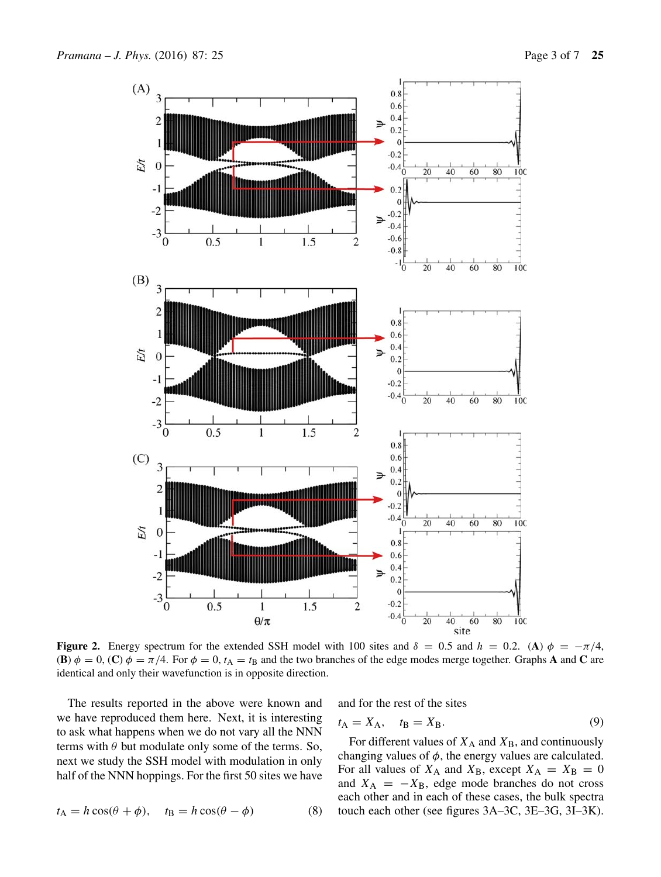**Figure 2.** Energy spectrum for the extended SSH model with 100 sites and $\delta = 0.5$ and $h = 0.2$. (**A**) $\phi = -\pi/4$, (**B**) $\phi = 0$, (**C**) $\phi = \pi/4$. For $\phi = 0$, $t_A = t_B$ and the two branches of the edge modes merge together. Graphs **A** and **C** are identical and only their wavefunction is in opposite direction.

The results reported in the above were known and we have reproduced them here. Next, it is interesting to ask what happens when we do not vary all the NNN terms with $\theta$ but modulate only some of the terms. So, next we study the SSH model with modulation in only half of the NNN hoppings. For the first 50 sites we have

$$t_A = h\cos(\theta + \phi), \quad t_B = h\cos(\theta - \phi) \tag{8}$$

and for the rest of the sites

$$t_A = X_A, \quad t_B = X_B. \tag{9}$$

For different values of $X_A$ and $X_B$, and continuously changing values of $\phi$, the energy values are calculated. For all values of $X_A$ and $X_B$, except $X_A = X_B = 0$ and $X_A = -X_B$, edge mode branches do not cross each other and in each of these cases, the bulk spectra touch each other (see figures 3A–3C, 3E–3G, 3I–3K).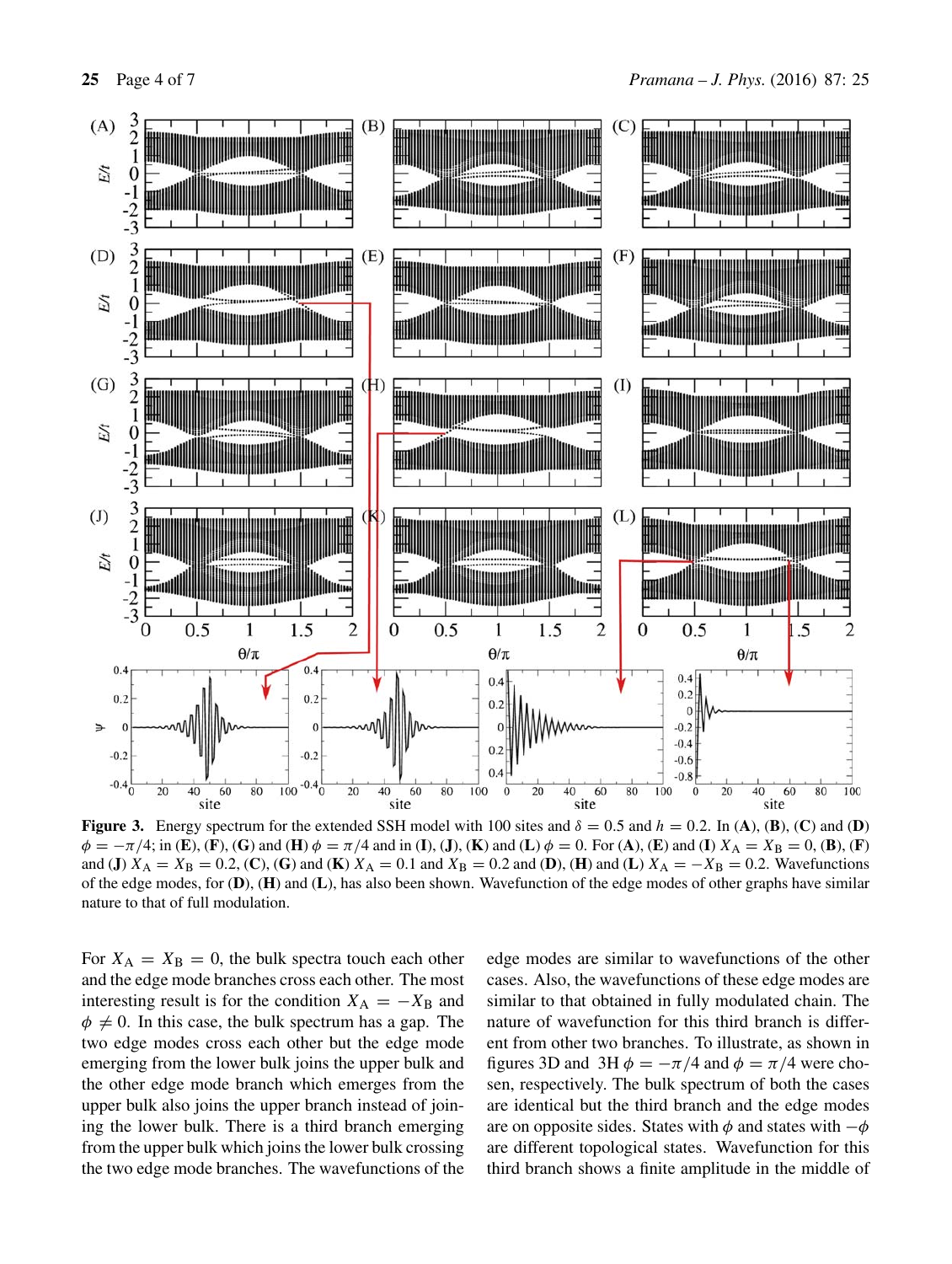**Figure 3.** Energy spectrum for the extended SSH model with 100 sites and $\delta = 0.5$ and $h = 0.2$. In (**A**), (**B**), (**C**) and (**D**) $\phi = -\pi/4$; in (**E**), (**F**), (**G**) and (**H**) $\phi = \pi/4$ and in (**I**), (**J**), (**K**) and (**L**) $\phi = 0$. For (**A**), (**E**) and (**I**) $X_{\mathrm{A}} = X_{\mathrm{B}} = 0$, (**B**), (**F**) and (**J**) $X_{\mathrm{A}} = X_{\mathrm{B}} = 0.2$, (**C**), (**G**) and (**K**) $X_{\mathrm{A}} = 0.1$ and $X_{\mathrm{B}} = 0.2$ and (**D**), (**H**) and (**L**) $X_{\mathrm{A}} = -X_{\mathrm{B}} = 0.2$. Wavefunctions of the edge modes, for (**D**), (**H**) and (**L**), has also been shown. Wavefunction of the edge modes of other graphs have similar nature to that of full modulation.

For $X_{\mathrm{A}} = X_{\mathrm{B}} = 0$, the bulk spectra touch each other and the edge mode branches cross each other. The most interesting result is for the condition $X_{\mathrm{A}} = -X_{\mathrm{B}}$ and $\phi \neq 0$. In this case, the bulk spectrum has a gap. The two edge modes cross each other but the edge mode emerging from the lower bulk joins the upper bulk and the other edge mode branch which emerges from the upper bulk also joins the upper branch instead of joining the lower bulk. There is a third branch emerging from the upper bulk which joins the lower bulk crossing the two edge mode branches. The wavefunctions of the edge modes are similar to wavefunctions of the other cases. Also, the wavefunctions of these edge modes are similar to that obtained in fully modulated chain. The nature of wavefunction for this third branch is different from other two branches. To illustrate, as shown in figures 3D and 3H $\phi = -\pi/4$ and $\phi = \pi/4$ were chosen, respectively. The bulk spectrum of both the cases are identical but the third branch and the edge modes are on opposite sides. States with $\phi$ and states with $-\phi$ are different topological states. Wavefunction for this third branch shows a finite amplitude in the middle of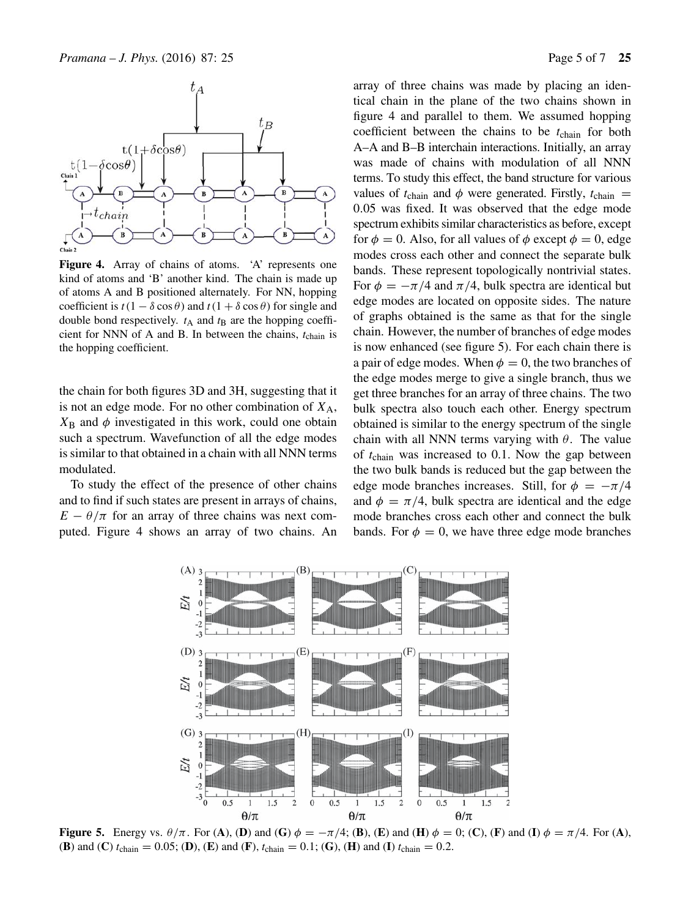**Figure 4.** Array of chains of atoms. 'A' represents one kind of atoms and 'B' another kind. The chain is made up of atoms A and B positioned alternately. For NN, hopping coefficient is $t(1 - \delta \cos \theta)$ and $t(1 + \delta \cos \theta)$ for single and double bond respectively. $t_A$ and $t_B$ are the hopping coefficient for NNN of A and B. In between the chains, $t_{\text{chain}}$ is the hopping coefficient.

the chain for both figures 3D and 3H, suggesting that it is not an edge mode. For no other combination of $X_A$, $X_B$ and $\phi$ investigated in this work, could one obtain such a spectrum. Wavefunction of all the edge modes is similar to that obtained in a chain with all NNN terms modulated.

To study the effect of the presence of other chains and to find if such states are present in arrays of chains, $E - \theta/\pi$ for an array of three chains was next computed. Figure 4 shows an array of two chains. An array of three chains was made by placing an identical chain in the plane of the two chains shown in figure 4 and parallel to them. We assumed hopping coefficient between the chains to be $t_{\text{chain}}$ for both A–A and B–B interchain interactions. Initially, an array was made of chains with modulation of all NNN terms. To study this effect, the band structure for various values of $t_{\text{chain}}$ and $\phi$ were generated. Firstly, $t_{\text{chain}} = 0.05$ was fixed. It was observed that the edge mode spectrum exhibits similar characteristics as before, except for $\phi = 0$. Also, for all values of $\phi$ except $\phi = 0$, edge modes cross each other and connect the separate bulk bands. These represent topologically nontrivial states. For $\phi = -\pi/4$ and $\pi/4$, bulk spectra are identical but edge modes are located on opposite sides. The nature of graphs obtained is the same as that for the single chain. However, the number of branches of edge modes is now enhanced (see figure 5). For each chain there is a pair of edge modes. When $\phi = 0$, the two branches of the edge modes merge to give a single branch, thus we get three branches for an array of three chains. The two bulk spectra also touch each other. Energy spectrum obtained is similar to the energy spectrum of the single chain with all NNN terms varying with $\theta$. The value of $t_{\text{chain}}$ was increased to 0.1. Now the gap between the two bulk bands is reduced but the gap between the edge mode branches increases. Still, for $\phi = -\pi/4$ and $\phi = \pi/4$, bulk spectra are identical and the edge mode branches cross each other and connect the bulk bands. For $\phi = 0$, we have three edge mode branches

**Figure 5.** Energy vs. $\theta/\pi$. For (**A**), (**D**) and (**G**) $\phi = -\pi/4$; (**B**), (**E**) and (**H**) $\phi = 0$; (**C**), (**F**) and (**I**) $\phi = \pi/4$. For (**A**), (**B**) and (**C**) $t_{\text{chain}} = 0.05$; (**D**), (**E**) and (**F**), $t_{\text{chain}} = 0.1$; (**G**), (**H**) and (**I**) $t_{\text{chain}} = 0.2$.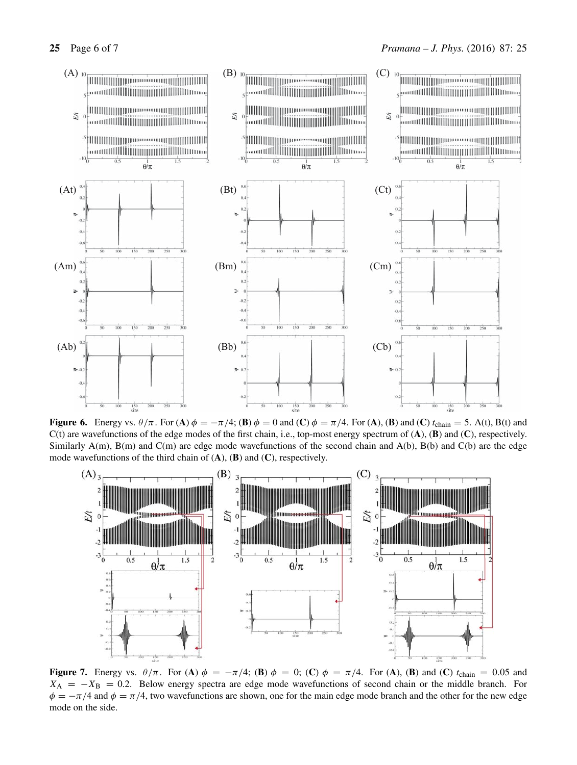**Figure 6.** Energy vs. $\theta/\pi$. For (**A**) $\phi = -\pi/4$; (**B**) $\phi = 0$ and (**C**) $\phi = \pi/4$. For (**A**), (**B**) and (**C**) $t_{\text{chain}} = 5$. A(t), B(t) and C(t) are wavefunctions of the edge modes of the first chain, i.e., top-most energy spectrum of (**A**), (**B**) and (**C**), respectively. Similarly A(m), B(m) and C(m) are edge mode wavefunctions of the second chain and A(b), B(b) and C(b) are the edge mode wavefunctions of the third chain of (**A**), (**B**) and (**C**), respectively.

**Figure 7.** Energy vs. $\theta/\pi$. For (**A**) $\phi = -\pi/4$; (**B**) $\phi = 0$; (**C**) $\phi = \pi/4$. For (**A**), (**B**) and (**C**) $t_{\text{chain}} = 0.05$ and $X_A = -X_B = 0.2$. Below energy spectra are edge mode wavefunctions of second chain or the middle branch. For $\phi = -\pi/4$ and $\phi = \pi/4$, two wavefunctions are shown, one for the main edge mode branch and the other for the new edge mode on the side.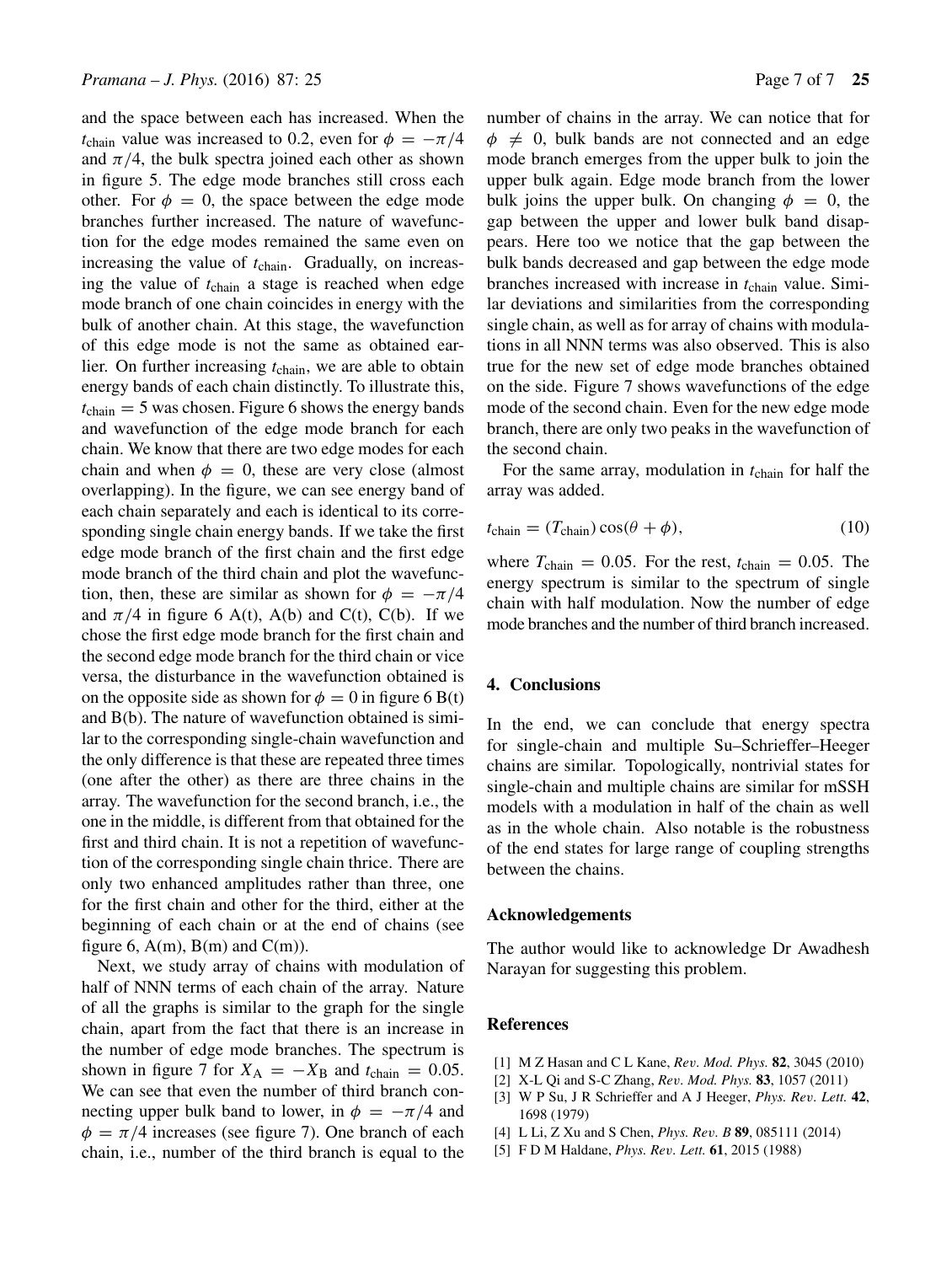and the space between each has increased. When the $t_{\text{chain}}$ value was increased to 0.2, even for $\phi = -\pi/4$ and $\pi/4$, the bulk spectra joined each other as shown in figure 5. The edge mode branches still cross each other. For $\phi = 0$, the space between the edge mode branches further increased. The nature of wavefunction for the edge modes remained the same even on increasing the value of $t_{\text{chain}}$. Gradually, on increasing the value of $t_{\text{chain}}$ a stage is reached when edge mode branch of one chain coincides in energy with the bulk of another chain. At this stage, the wavefunction of this edge mode is not the same as obtained earlier. On further increasing $t_{\text{chain}}$, we are able to obtain energy bands of each chain distinctly. To illustrate this, $t_{\text{chain}} = 5$ was chosen. Figure 6 shows the energy bands and wavefunction of the edge mode branch for each chain. We know that there are two edge modes for each chain and when $\phi = 0$, these are very close (almost overlapping). In the figure, we can see energy band of each chain separately and each is identical to its corresponding single chain energy bands. If we take the first edge mode branch of the first chain and the first edge mode branch of the third chain and plot the wavefunction, then, these are similar as shown for $\phi = -\pi/4$ and $\pi/4$ in figure 6 A(t), A(b) and C(t), C(b). If we chose the first edge mode branch for the first chain and the second edge mode branch for the third chain or vice versa, the disturbance in the wavefunction obtained is on the opposite side as shown for $\phi = 0$ in figure 6 B(t) and B(b). The nature of wavefunction obtained is similar to the corresponding single-chain wavefunction and the only difference is that these are repeated three times (one after the other) as there are three chains in the array. The wavefunction for the second branch, i.e., the one in the middle, is different from that obtained for the first and third chain. It is not a repetition of wavefunction of the corresponding single chain thrice. There are only two enhanced amplitudes rather than three, one for the first chain and other for the third, either at the beginning of each chain or at the end of chains (see figure 6, A(m), B(m) and C(m)).

Next, we study array of chains with modulation of half of NNN terms of each chain of the array. Nature of all the graphs is similar to the graph for the single chain, apart from the fact that there is an increase in the number of edge mode branches. The spectrum is shown in figure 7 for $X_A = -X_B$ and $t_{\text{chain}} = 0.05$. We can see that even the number of third branch connecting upper bulk band to lower, in $\phi = -\pi/4$ and $\phi = \pi/4$ increases (see figure 7). One branch of each chain, i.e., number of the third branch is equal to the number of chains in the array. We can notice that for $\phi \neq 0$, bulk bands are not connected and an edge mode branch emerges from the upper bulk to join the upper bulk again. Edge mode branch from the lower bulk joins the upper bulk. On changing $\phi = 0$, the gap between the upper and lower bulk band disappears. Here too we notice that the gap between the bulk bands decreased and gap between the edge mode branches increased with increase in $t_{\text{chain}}$ value. Similar deviations and similarities from the corresponding single chain, as well as for array of chains with modulations in all NNN terms was also observed. This is also true for the new set of edge mode branches obtained on the side. Figure 7 shows wavefunctions of the edge mode of the second chain. Even for the new edge mode branch, there are only two peaks in the wavefunction of the second chain.

For the same array, modulation in $t_{\text{chain}}$ for half the array was added.

$$t_{\text{chain}} = (T_{\text{chain}})\cos(\theta + \phi), \tag{10}$$

where $T_{\text{chain}} = 0.05$. For the rest, $t_{\text{chain}} = 0.05$. The energy spectrum is similar to the spectrum of single chain with half modulation. Now the number of edge mode branches and the number of third branch increased.

## 4. Conclusions

In the end, we can conclude that energy spectra for single-chain and multiple Su–Schrieffer–Heeger chains are similar. Topologically, nontrivial states for single-chain and multiple chains are similar for mSSH models with a modulation in half of the chain as well as in the whole chain. Also notable is the robustness of the end states for large range of coupling strengths between the chains.

## Acknowledgements

The author would like to acknowledge Dr Awadhesh Narayan for suggesting this problem.

## References

[1] M Z Hasan and C L Kane, *Rev. Mod. Phys.* **82**, 3045 (2010)
[2] X-L Qi and S-C Zhang, *Rev. Mod. Phys.* **83**, 1057 (2011)
[3] W P Su, J R Schrieffer and A J Heeger, *Phys. Rev. Lett.* **42**, 1698 (1979)
[4] L Li, Z Xu and S Chen, *Phys. Rev. B* **89**, 085111 (2014)
[5] F D M Haldane, *Phys. Rev. Lett.* **61**, 2015 (1988)